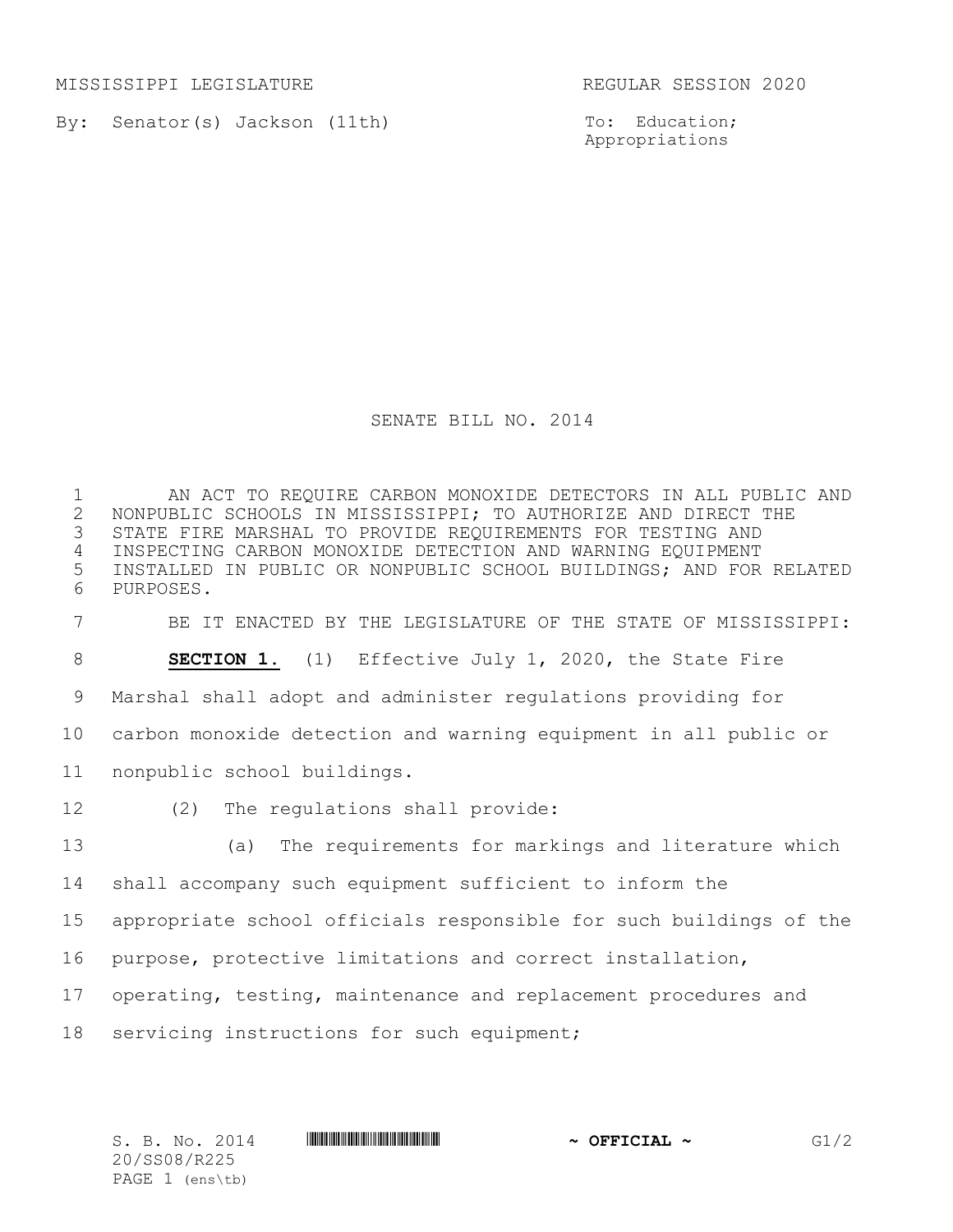MISSISSIPPI LEGISLATURE REGULAR SESSION 2020

By: Senator(s) Jackson (11th)

To: Education; Appropriations

# SENATE BILL NO. 2014

AN ACT TO REQUIRE CARBON MONOXIDE DETECTORS IN ALL PUBLIC AND NONPUBLIC SCHOOLS IN MISSISSIPPI; TO AUTHORIZE AND DIRECT THE STATE FIRE MARSHAL TO PROVIDE REQUIREMENTS FOR TESTING AND INSPECTING CARBON MONOXIDE DETECTION AND WARNING EQUIPMENT INSTALLED IN PUBLIC OR NONPUBLIC SCHOOL BUILDINGS; AND FOR RELATED PURPOSES.

BE IT ENACTED BY THE LEGISLATURE OF THE STATE OF MISSISSIPPI:

**SECTION 1.** (1) Effective July 1, 2020, the State Fire Marshal shall adopt and administer regulations providing for carbon monoxide detection and warning equipment in all public or nonpublic school buildings.

(2) The regulations shall provide:

(a) The requirements for markings and literature which shall accompany such equipment sufficient to inform the appropriate school officials responsible for such buildings of the purpose, protective limitations and correct installation, operating, testing, maintenance and replacement procedures and servicing instructions for such equipment;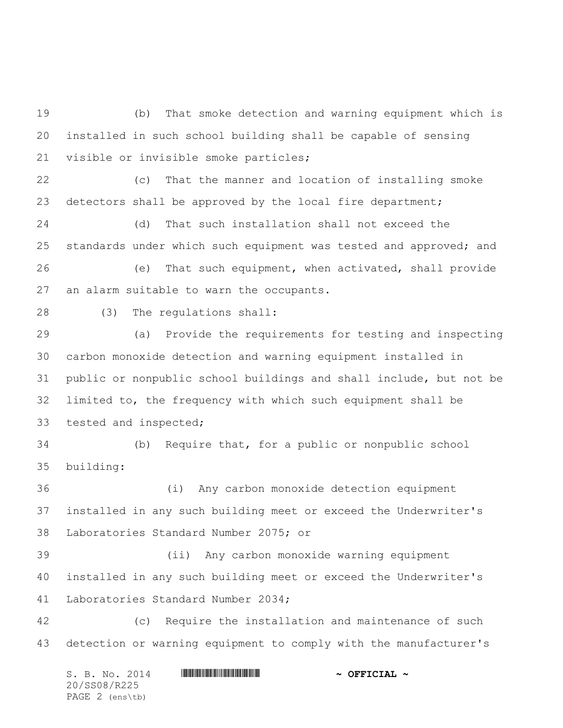(b) That smoke detection and warning equipment which is installed in such school building shall be capable of sensing visible or invisible smoke particles;

(c) That the manner and location of installing smoke detectors shall be approved by the local fire department;

(d) That such installation shall not exceed the standards under which such equipment was tested and approved; and

(e) That such equipment, when activated, shall provide an alarm suitable to warn the occupants.

(3) The regulations shall:

(a) Provide the requirements for testing and inspecting carbon monoxide detection and warning equipment installed in public or nonpublic school buildings and shall include, but not be limited to, the frequency with which such equipment shall be tested and inspected;

(b) Require that, for a public or nonpublic school building:

(i) Any carbon monoxide detection equipment installed in any such building meet or exceed the Underwriter's Laboratories Standard Number 2075; or

(ii) Any carbon monoxide warning equipment installed in any such building meet or exceed the Underwriter's Laboratories Standard Number 2034;

(c) Require the installation and maintenance of such detection or warning equipment to comply with the manufacturer's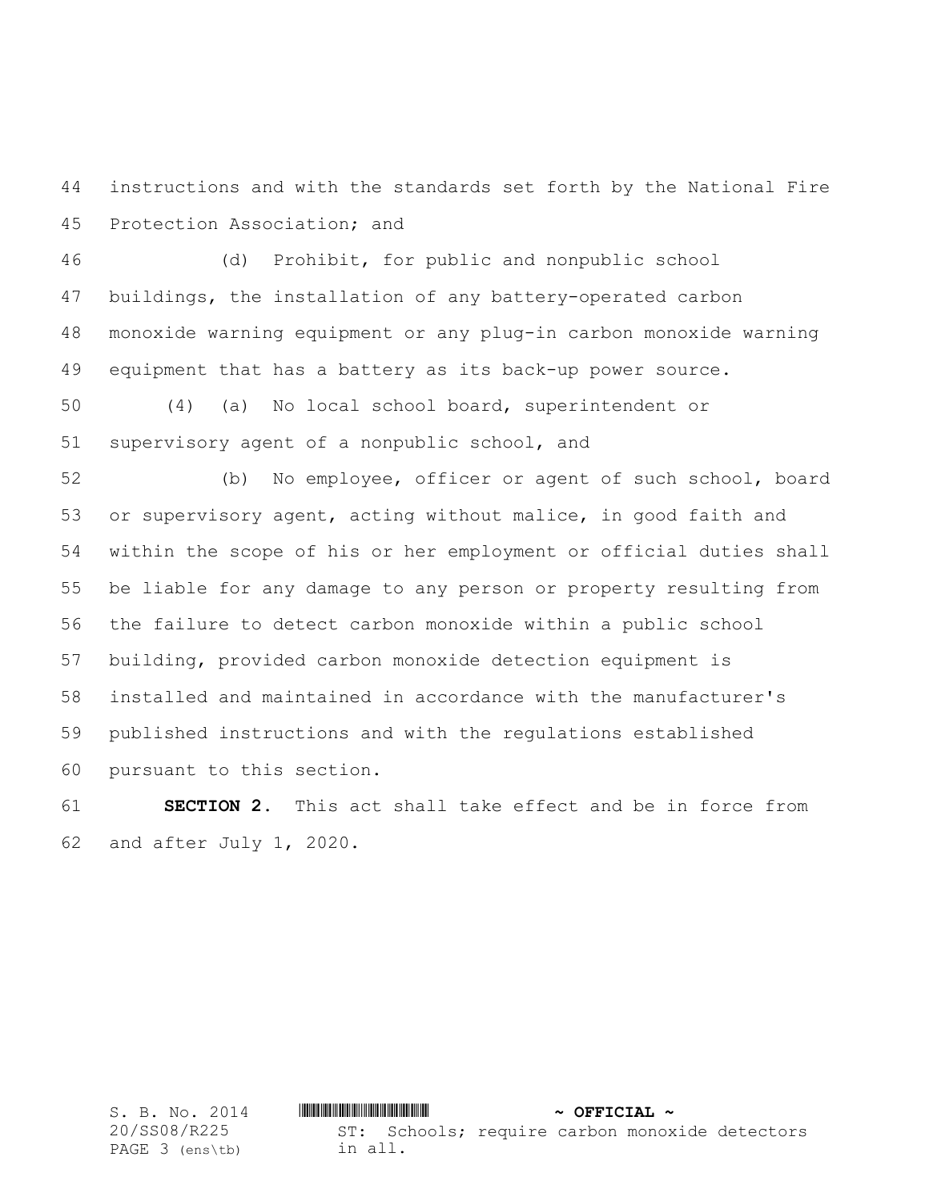instructions and with the standards set forth by the National Fire Protection Association; and

(d) Prohibit, for public and nonpublic school buildings, the installation of any battery-operated carbon monoxide warning equipment or any plug-in carbon monoxide warning equipment that has a battery as its back-up power source.

(4) (a) No local school board, superintendent or supervisory agent of a nonpublic school, and

(b) No employee, officer or agent of such school, board or supervisory agent, acting without malice, in good faith and within the scope of his or her employment or official duties shall be liable for any damage to any person or property resulting from the failure to detect carbon monoxide within a public school building, provided carbon monoxide detection equipment is installed and maintained in accordance with the manufacturer's published instructions and with the regulations established pursuant to this section.

**SECTION 2.** This act shall take effect and be in force from and after July 1, 2020.